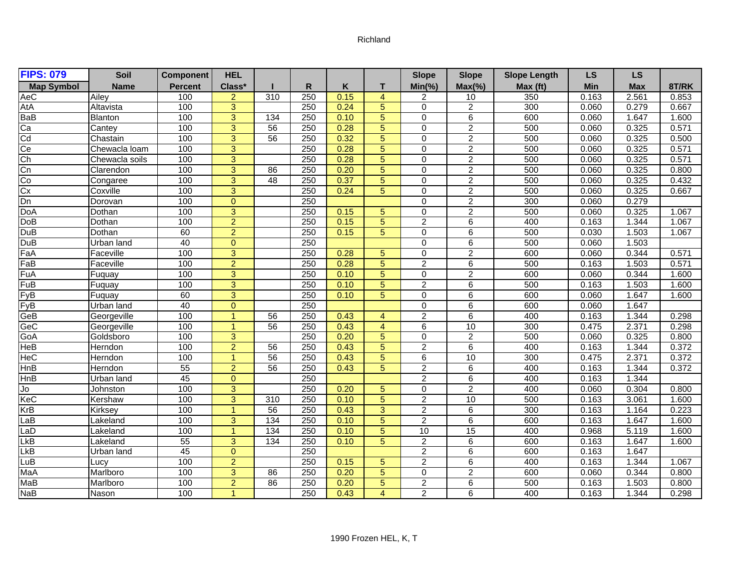Richland

| FIPS: 079 | Soil | Component | HEL | | | | | Slope | Slope | Slope Length | LS | LS | |
|---|---|---|---|---|---|---|---|---|---|---|---|---|---|
| Map Symbol | Name | Percent | Class* | I | R | K | T | Min(%) | Max(%) | Max (ft) | Min | Max | 8T/RK |
| AeC | Ailey | 100 | 2 | 310 | 250 | 0.15 | 4 | 2 | 10 | 350 | 0.163 | 2.561 | 0.853 |
| AtA | Altavista | 100 | 3 | | 250 | 0.24 | 5 | 0 | 2 | 300 | 0.060 | 0.279 | 0.667 |
| BaB | Blanton | 100 | 3 | 134 | 250 | 0.10 | 5 | 0 | 6 | 600 | 0.060 | 1.647 | 1.600 |
| Ca | Cantey | 100 | 3 | 56 | 250 | 0.28 | 5 | 0 | 2 | 500 | 0.060 | 0.325 | 0.571 |
| Cd | Chastain | 100 | 3 | 56 | 250 | 0.32 | 5 | 0 | 2 | 500 | 0.060 | 0.325 | 0.500 |
| Ce | Chewacla loam | 100 | 3 | | 250 | 0.28 | 5 | 0 | 2 | 500 | 0.060 | 0.325 | 0.571 |
| Ch | Chewacla soils | 100 | 3 | | 250 | 0.28 | 5 | 0 | 2 | 500 | 0.060 | 0.325 | 0.571 |
| Cn | Clarendon | 100 | 3 | 86 | 250 | 0.20 | 5 | 0 | 2 | 500 | 0.060 | 0.325 | 0.800 |
| Co | Congaree | 100 | 3 | 48 | 250 | 0.37 | 5 | 0 | 2 | 500 | 0.060 | 0.325 | 0.432 |
| Cx | Coxville | 100 | 3 | | 250 | 0.24 | 5 | 0 | 2 | 500 | 0.060 | 0.325 | 0.667 |
| Dn | Dorovan | 100 | 0 | | 250 | | | 0 | 2 | 300 | 0.060 | 0.279 | |
| DoA | Dothan | 100 | 3 | | 250 | 0.15 | 5 | 0 | 2 | 500 | 0.060 | 0.325 | 1.067 |
| DoB | Dothan | 100 | 2 | | 250 | 0.15 | 5 | 2 | 6 | 400 | 0.163 | 1.344 | 1.067 |
| DuB | Dothan | 60 | 2 | | 250 | 0.15 | 5 | 0 | 6 | 500 | 0.030 | 1.503 | 1.067 |
| DuB | Urban land | 40 | 0 | | 250 | | | 0 | 6 | 500 | 0.060 | 1.503 | |
| FaA | Faceville | 100 | 3 | | 250 | 0.28 | 5 | 0 | 2 | 600 | 0.060 | 0.344 | 0.571 |
| FaB | Faceville | 100 | 2 | | 250 | 0.28 | 5 | 2 | 6 | 500 | 0.163 | 1.503 | 0.571 |
| FuA | Fuquay | 100 | 3 | | 250 | 0.10 | 5 | 0 | 2 | 600 | 0.060 | 0.344 | 1.600 |
| FuB | Fuquay | 100 | 3 | | 250 | 0.10 | 5 | 2 | 6 | 500 | 0.163 | 1.503 | 1.600 |
| FyB | Fuquay | 60 | 3 | | 250 | 0.10 | 5 | 0 | 6 | 600 | 0.060 | 1.647 | 1.600 |
| FyB | Urban land | 40 | 0 | | 250 | | | 0 | 6 | 600 | 0.060 | 1.647 | |
| GeB | Georgeville | 100 | 1 | 56 | 250 | 0.43 | 4 | 2 | 6 | 400 | 0.163 | 1.344 | 0.298 |
| GeC | Georgeville | 100 | 1 | 56 | 250 | 0.43 | 4 | 6 | 10 | 300 | 0.475 | 2.371 | 0.298 |
| GoA | Goldsboro | 100 | 3 | | 250 | 0.20 | 5 | 0 | 2 | 500 | 0.060 | 0.325 | 0.800 |
| HeB | Herndon | 100 | 2 | 56 | 250 | 0.43 | 5 | 2 | 6 | 400 | 0.163 | 1.344 | 0.372 |
| HeC | Herndon | 100 | 1 | 56 | 250 | 0.43 | 5 | 6 | 10 | 300 | 0.475 | 2.371 | 0.372 |
| HnB | Herndon | 55 | 2 | 56 | 250 | 0.43 | 5 | 2 | 6 | 400 | 0.163 | 1.344 | 0.372 |
| HnB | Urban land | 45 | 0 | | 250 | | | 2 | 6 | 400 | 0.163 | 1.344 | |
| Jo | Johnston | 100 | 3 | | 250 | 0.20 | 5 | 0 | 2 | 400 | 0.060 | 0.304 | 0.800 |
| KeC | Kershaw | 100 | 3 | 310 | 250 | 0.10 | 5 | 2 | 10 | 500 | 0.163 | 3.061 | 1.600 |
| KrB | Kirksey | 100 | 1 | 56 | 250 | 0.43 | 3 | 2 | 6 | 300 | 0.163 | 1.164 | 0.223 |
| LaB | Lakeland | 100 | 3 | 134 | 250 | 0.10 | 5 | 2 | 6 | 600 | 0.163 | 1.647 | 1.600 |
| LaD | Lakeland | 100 | 1 | 134 | 250 | 0.10 | 5 | 10 | 15 | 400 | 0.968 | 5.119 | 1.600 |
| LkB | Lakeland | 55 | 3 | 134 | 250 | 0.10 | 5 | 2 | 6 | 600 | 0.163 | 1.647 | 1.600 |
| LkB | Urban land | 45 | 0 | | 250 | | | 2 | 6 | 600 | 0.163 | 1.647 | |
| LuB | Lucy | 100 | 2 | | 250 | 0.15 | 5 | 2 | 6 | 400 | 0.163 | 1.344 | 1.067 |
| MaA | Marlboro | 100 | 3 | 86 | 250 | 0.20 | 5 | 0 | 2 | 600 | 0.060 | 0.344 | 0.800 |
| MaB | Marlboro | 100 | 2 | 86 | 250 | 0.20 | 5 | 2 | 6 | 500 | 0.163 | 1.503 | 0.800 |
| NaB | Nason | 100 | 1 | | 250 | 0.43 | 4 | 2 | 6 | 400 | 0.163 | 1.344 | 0.298 |

1990 Frozen HEL, K, T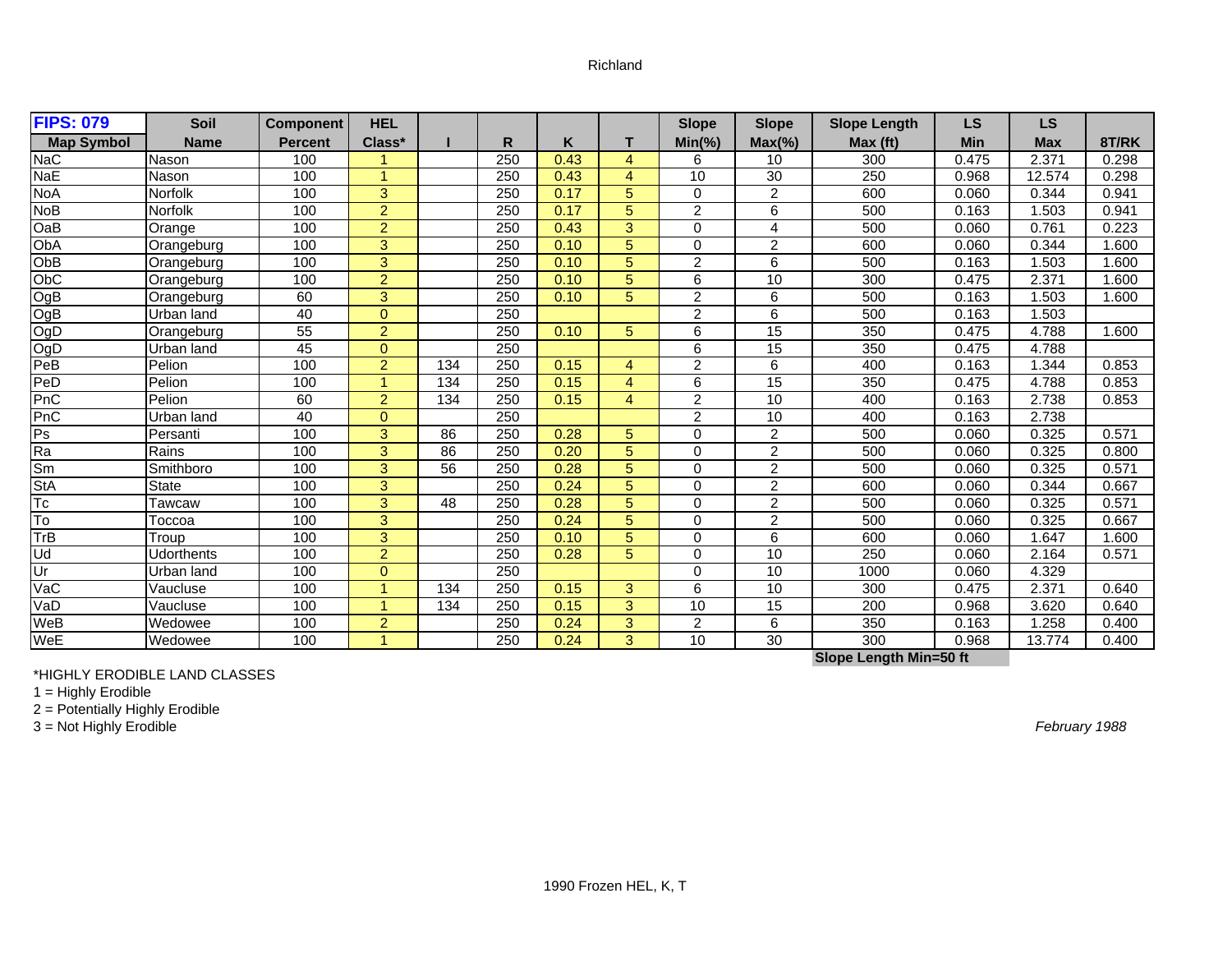Richland

| FIPS: 079 | Soil | Component | HEL | | | | | Slope | Slope | Slope Length | LS | LS | |
|---|---|---|---|---|---|---|---|---|---|---|---|---|---|
| Map Symbol | Name | Percent | Class* | I | R | K | T | Min(%) | Max(%) | Max (ft) | Min | Max | 8T/RK |
| NaC | Nason | 100 | 1 | | 250 | 0.43 | 4 | 6 | 10 | 300 | 0.475 | 2.371 | 0.298 |
| NaE | Nason | 100 | 1 | | 250 | 0.43 | 4 | 10 | 30 | 250 | 0.968 | 12.574 | 0.298 |
| NoA | Norfolk | 100 | 3 | | 250 | 0.17 | 5 | 0 | 2 | 600 | 0.060 | 0.344 | 0.941 |
| NoB | Norfolk | 100 | 2 | | 250 | 0.17 | 5 | 2 | 6 | 500 | 0.163 | 1.503 | 0.941 |
| OaB | Orange | 100 | 2 | | 250 | 0.43 | 3 | 0 | 4 | 500 | 0.060 | 0.761 | 0.223 |
| ObA | Orangeburg | 100 | 3 | | 250 | 0.10 | 5 | 0 | 2 | 600 | 0.060 | 0.344 | 1.600 |
| ObB | Orangeburg | 100 | 3 | | 250 | 0.10 | 5 | 2 | 6 | 500 | 0.163 | 1.503 | 1.600 |
| ObC | Orangeburg | 100 | 2 | | 250 | 0.10 | 5 | 6 | 10 | 300 | 0.475 | 2.371 | 1.600 |
| OgB | Orangeburg | 60 | 3 | | 250 | 0.10 | 5 | 2 | 6 | 500 | 0.163 | 1.503 | 1.600 |
| OgB | Urban land | 40 | 0 | | 250 | | | 2 | 6 | 500 | 0.163 | 1.503 | |
| OgD | Orangeburg | 55 | 2 | | 250 | 0.10 | 5 | 6 | 15 | 350 | 0.475 | 4.788 | 1.600 |
| OgD | Urban land | 45 | 0 | | 250 | | | 6 | 15 | 350 | 0.475 | 4.788 | |
| PeB | Pelion | 100 | 2 | 134 | 250 | 0.15 | 4 | 2 | 6 | 400 | 0.163 | 1.344 | 0.853 |
| PeD | Pelion | 100 | 1 | 134 | 250 | 0.15 | 4 | 6 | 15 | 350 | 0.475 | 4.788 | 0.853 |
| PnC | Pelion | 60 | 2 | 134 | 250 | 0.15 | 4 | 2 | 10 | 400 | 0.163 | 2.738 | 0.853 |
| PnC | Urban land | 40 | 0 | | 250 | | | 2 | 10 | 400 | 0.163 | 2.738 | |
| Ps | Persanti | 100 | 3 | 86 | 250 | 0.28 | 5 | 0 | 2 | 500 | 0.060 | 0.325 | 0.571 |
| Ra | Rains | 100 | 3 | 86 | 250 | 0.20 | 5 | 0 | 2 | 500 | 0.060 | 0.325 | 0.800 |
| Sm | Smithboro | 100 | 3 | 56 | 250 | 0.28 | 5 | 0 | 2 | 500 | 0.060 | 0.325 | 0.571 |
| StA | State | 100 | 3 | | 250 | 0.24 | 5 | 0 | 2 | 600 | 0.060 | 0.344 | 0.667 |
| Tc | Tawcaw | 100 | 3 | 48 | 250 | 0.28 | 5 | 0 | 2 | 500 | 0.060 | 0.325 | 0.571 |
| To | Toccoa | 100 | 3 | | 250 | 0.24 | 5 | 0 | 2 | 500 | 0.060 | 0.325 | 0.667 |
| TrB | Troup | 100 | 3 | | 250 | 0.10 | 5 | 0 | 6 | 600 | 0.060 | 1.647 | 1.600 |
| Ud | Udorthents | 100 | 2 | | 250 | 0.28 | 5 | 0 | 10 | 250 | 0.060 | 2.164 | 0.571 |
| Ur | Urban land | 100 | 0 | | 250 | | | 0 | 10 | 1000 | 0.060 | 4.329 | |
| VaC | Vaucluse | 100 | 1 | 134 | 250 | 0.15 | 3 | 6 | 10 | 300 | 0.475 | 2.371 | 0.640 |
| VaD | Vaucluse | 100 | 1 | 134 | 250 | 0.15 | 3 | 10 | 15 | 200 | 0.968 | 3.620 | 0.640 |
| WeB | Wedowee | 100 | 2 | | 250 | 0.24 | 3 | 2 | 6 | 350 | 0.163 | 1.258 | 0.400 |
| WeE | Wedowee | 100 | 1 | | 250 | 0.24 | 3 | 10 | 30 | 300 | 0.968 | 13.774 | 0.400 |

**Slope Length Min=50 ft**

*HIGHLY ERODIBLE LAND CLASSES
1 = Highly Erodible
2 = Potentially Highly Erodible
3 = Not Highly Erodible

*February 1988*

1990 Frozen HEL, K, T